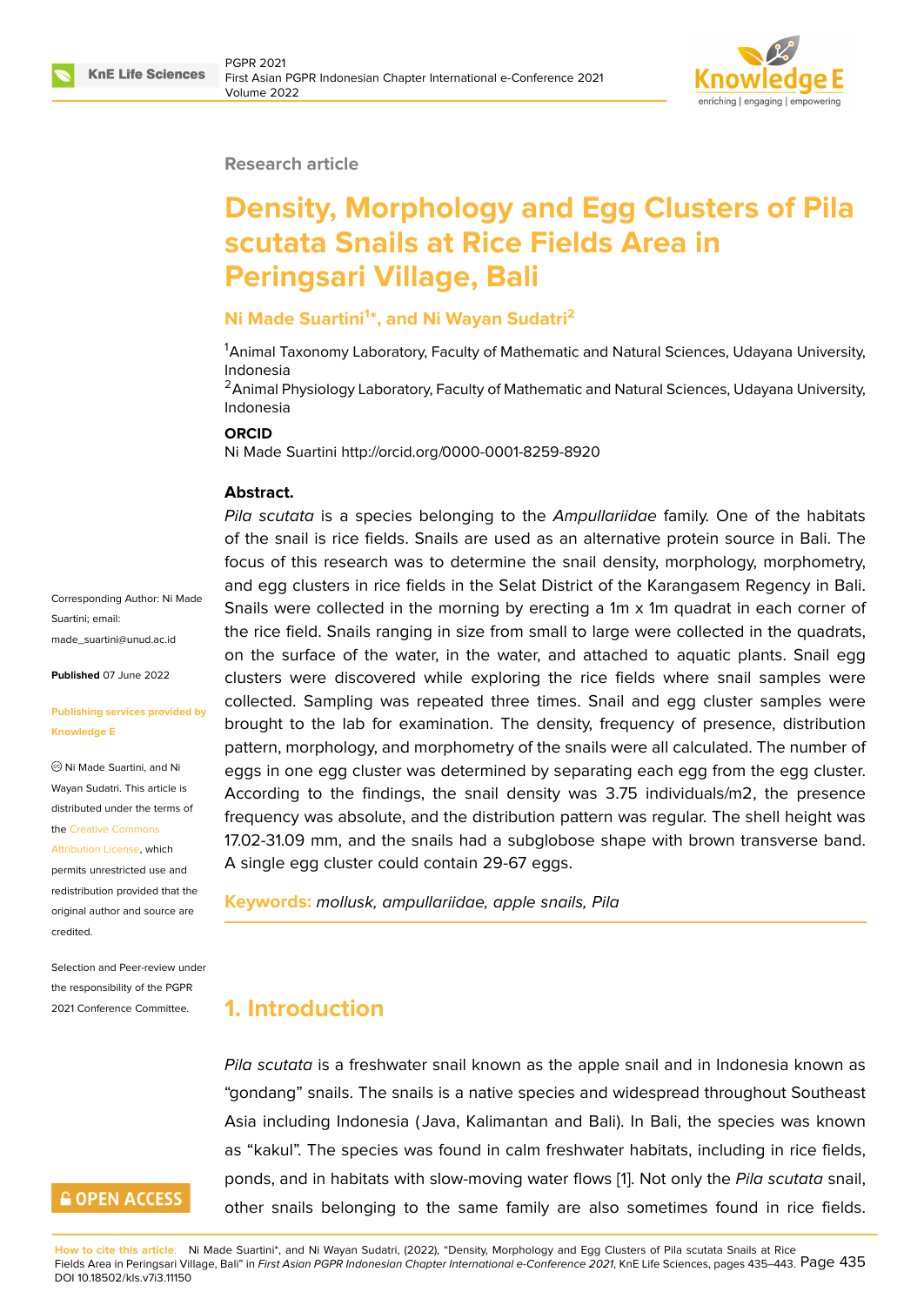Research article

# Density, Morphology and Egg Clusters of Pila scutata Snails at Rice Fields Area in Peringsari Village, Bali

**Ni Made Suartini[1]*, and Ni Wayan Sudatri[2]**

[1]Animal Taxonomy Laboratory, Faculty of Mathematic and Natural Sciences, Udayana University, Indonesia
[2]Animal Physiology Laboratory, Faculty of Mathematic and Natural Sciences, Udayana University, Indonesia

**ORCID**
Ni Made Suartini http://orcid.org/0000-0001-8259-8920

Corresponding Author: Ni Made Suartini; email: made_suartini@unud.ac.id

**Published** 07 June 2022

**Publishing services provided by Knowledge E**

© Ni Made Suartini, and Ni Wayan Sudatri. This article is distributed under the terms of the Creative Commons Attribution License, which permits unrestricted use and redistribution provided that the original author and source are credited.

Selection and Peer-review under the responsibility of the PGPR 2021 Conference Committee.

**Abstract.**
*Pila scutata* is a species belonging to the *Ampullariidae* family. One of the habitats of the snail is rice fields. Snails are used as an alternative protein source in Bali. The focus of this research was to determine the snail density, morphology, morphometry, and egg clusters in rice fields in the Selat District of the Karangasem Regency in Bali. Snails were collected in the morning by erecting a 1m x 1m quadrat in each corner of the rice field. Snails ranging in size from small to large were collected in the quadrats, on the surface of the water, in the water, and attached to aquatic plants. Snail egg clusters were discovered while exploring the rice fields where snail samples were collected. Sampling was repeated three times. Snail and egg cluster samples were brought to the lab for examination. The density, frequency of presence, distribution pattern, morphology, and morphometry of the snails were all calculated. The number of eggs in one egg cluster was determined by separating each egg from the egg cluster. According to the findings, the snail density was 3.75 individuals/m2, the presence frequency was absolute, and the distribution pattern was regular. The shell height was 17.02-31.09 mm, and the snails had a subglobose shape with brown transverse band. A single egg cluster could contain 29-67 eggs.

**Keywords:** *mollusk, ampullariidae, apple snails, Pila*

## 1. Introduction

*Pila scutata* is a freshwater snail known as the apple snail and in Indonesia known as "gondang" snails. The snails is a native species and widespread throughout Southeast Asia including Indonesia (Java, Kalimantan and Bali). In Bali, the species was known as "kakul". The species was found in calm freshwater habitats, including in rice fields, ponds, and in habitats with slow-moving water flows [1]. Not only the *Pila scutata* snail, other snails belonging to the same family are also sometimes found in rice fields.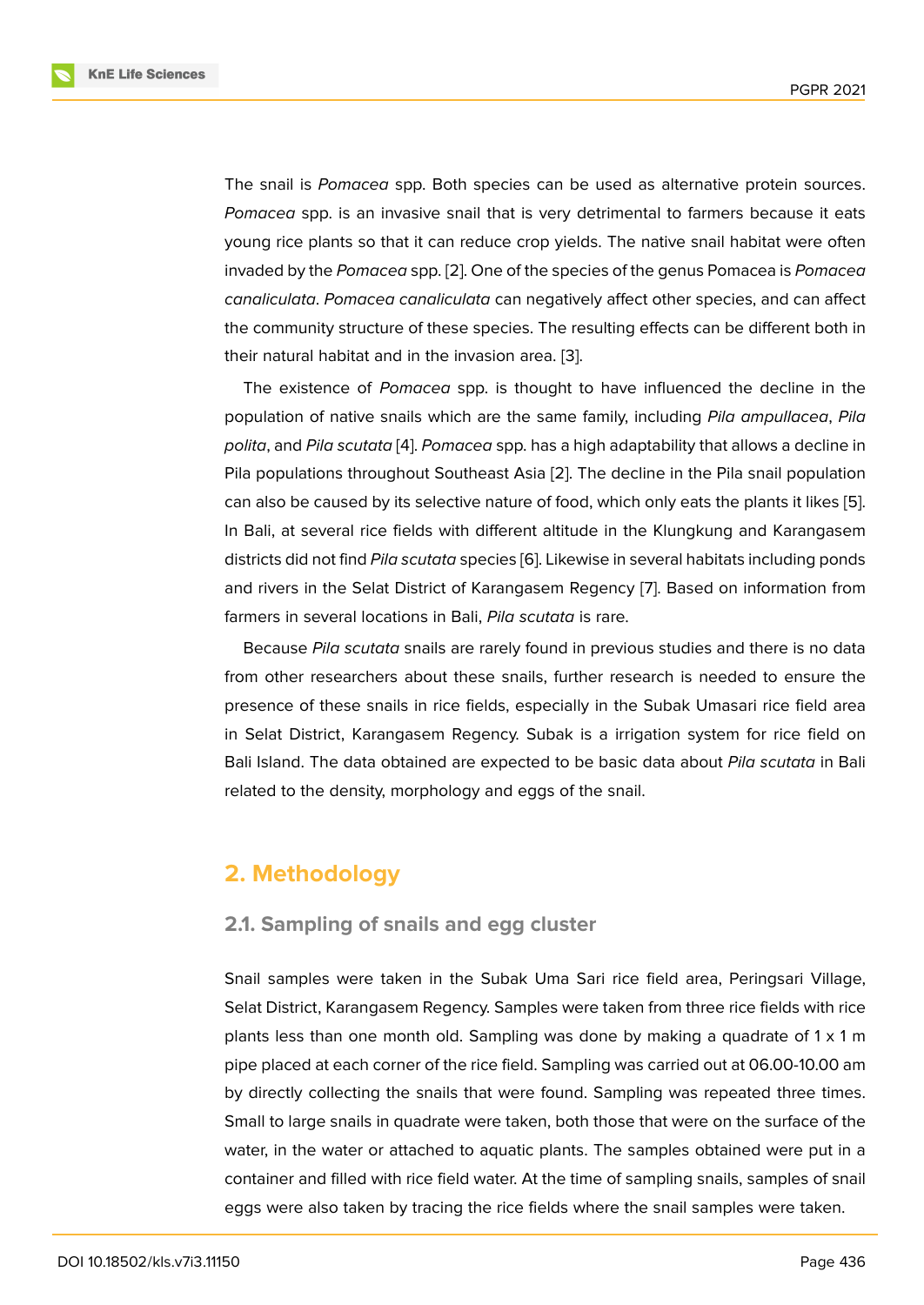The snail is *Pomacea* spp. Both species can be used as alternative protein sources. *Pomacea* spp. is an invasive snail that is very detrimental to farmers because it eats young rice plants so that it can reduce crop yields. The native snail habitat were often invaded by the *Pomacea* spp. [2]. One of the species of the genus Pomacea is *Pomacea canaliculata*. *Pomacea canaliculata* can negatively affect other species, and can affect the community structure of these species. The resulting effects can be different both in their natural habitat and in the invasion area. [3].

The existence of *Pomacea* spp. is thought to have influenced the decline in the population of native snails which are the same family, including *Pila ampullacea*, *Pila polita*, and *Pila scutata* [4]. *Pomacea* spp. has a high adaptability that allows a decline in Pila populations throughout Southeast Asia [2]. The decline in the Pila snail population can also be caused by its selective nature of food, which only eats the plants it likes [5]. In Bali, at several rice fields with different altitude in the Klungkung and Karangasem districts did not find *Pila scutata* species [6]. Likewise in several habitats including ponds and rivers in the Selat District of Karangasem Regency [7]. Based on information from farmers in several locations in Bali, *Pila scutata* is rare.

Because *Pila scutata* snails are rarely found in previous studies and there is no data from other researchers about these snails, further research is needed to ensure the presence of these snails in rice fields, especially in the Subak Umasari rice field area in Selat District, Karangasem Regency. Subak is a irrigation system for rice field on Bali Island. The data obtained are expected to be basic data about *Pila scutata* in Bali related to the density, morphology and eggs of the snail.

## 2. Methodology

### 2.1. Sampling of snails and egg cluster

Snail samples were taken in the Subak Uma Sari rice field area, Peringsari Village, Selat District, Karangasem Regency. Samples were taken from three rice fields with rice plants less than one month old. Sampling was done by making a quadrate of 1 x 1 m pipe placed at each corner of the rice field. Sampling was carried out at 06.00-10.00 am by directly collecting the snails that were found. Sampling was repeated three times. Small to large snails in quadrate were taken, both those that were on the surface of the water, in the water or attached to aquatic plants. The samples obtained were put in a container and filled with rice field water. At the time of sampling snails, samples of snail eggs were also taken by tracing the rice fields where the snail samples were taken.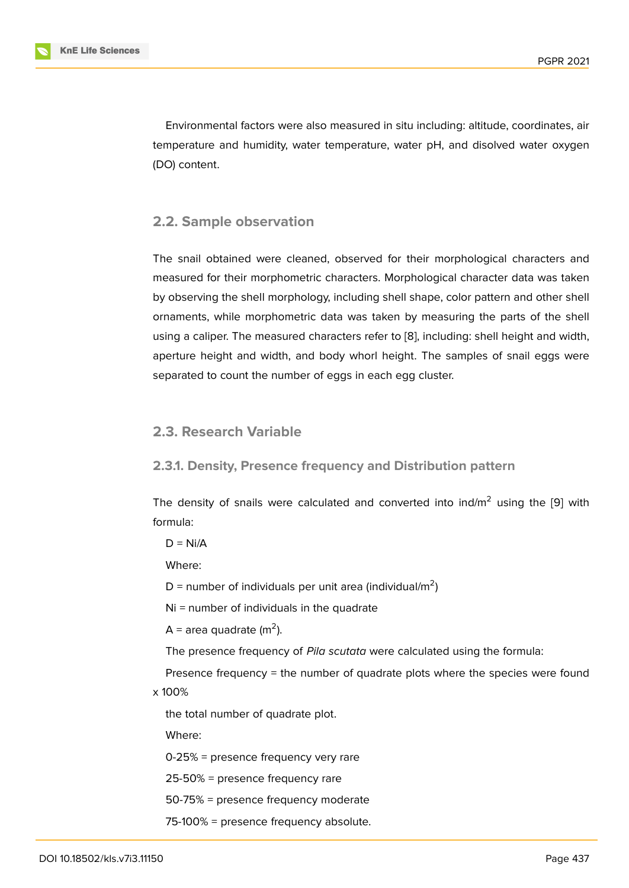Environmental factors were also measured in situ including: altitude, coordinates, air temperature and humidity, water temperature, water pH, and disolved water oxygen (DO) content.

## 2.2. Sample observation

The snail obtained were cleaned, observed for their morphological characters and measured for their morphometric characters. Morphological character data was taken by observing the shell morphology, including shell shape, color pattern and other shell ornaments, while morphometric data was taken by measuring the parts of the shell using a caliper. The measured characters refer to [8], including: shell height and width, aperture height and width, and body whorl height. The samples of snail eggs were separated to count the number of eggs in each egg cluster.

## 2.3. Research Variable

### 2.3.1. Density, Presence frequency and Distribution pattern

The density of snails were calculated and converted into ind/$m^2$ using the [9] with formula:

$D = Ni/A$

Where:

D = number of individuals per unit area (individual/$m^2$)

Ni = number of individuals in the quadrate

A = area quadrate ($m^2$).

The presence frequency of *Pila scutata* were calculated using the formula:

Presence frequency = the number of quadrate plots where the species were found x 100%

the total number of quadrate plot.

Where:

0-25% = presence frequency very rare

25-50% = presence frequency rare

50-75% = presence frequency moderate

75-100% = presence frequency absolute.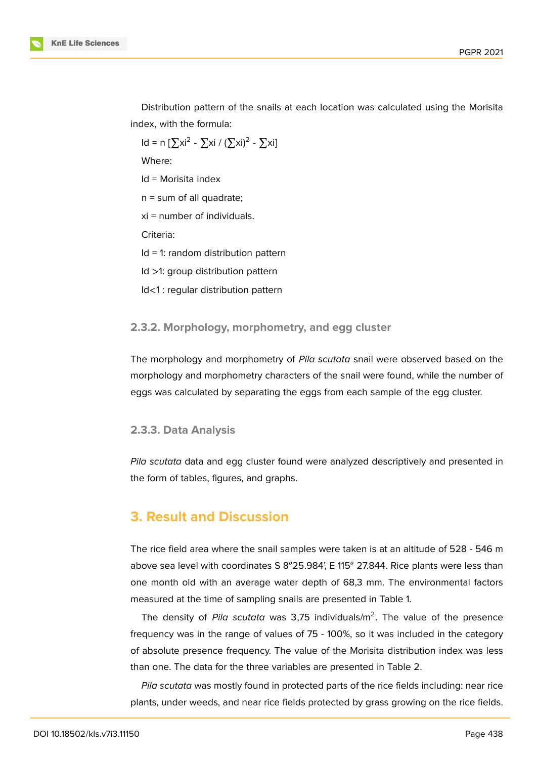Distribution pattern of the snails at each location was calculated using the Morisita index, with the formula:

$$Id = n\ [\sum xi^2 - \sum xi\ /\ (\sum xi)^2 - \sum xi]$$

Where:

Id = Morisita index

n = sum of all quadrate;

xi = number of individuals.

Criteria:

Id = 1: random distribution pattern

Id >1: group distribution pattern

Id<1 : regular distribution pattern

### 2.3.2. Morphology, morphometry, and egg cluster

The morphology and morphometry of *Pila scutata* snail were observed based on the morphology and morphometry characters of the snail were found, while the number of eggs was calculated by separating the eggs from each sample of the egg cluster.

### 2.3.3. Data Analysis

*Pila scutata* data and egg cluster found were analyzed descriptively and presented in the form of tables, figures, and graphs.

## 3. Result and Discussion

The rice field area where the snail samples were taken is at an altitude of 528 - 546 m above sea level with coordinates S 8$^o$25.984', E 115$^o$ 27.844. Rice plants were less than one month old with an average water depth of 68,3 mm. The environmental factors measured at the time of sampling snails are presented in Table 1.

The density of *Pila scutata* was 3,75 individuals/m$^2$. The value of the presence frequency was in the range of values of 75 - 100%, so it was included in the category of absolute presence frequency. The value of the Morisita distribution index was less than one. The data for the three variables are presented in Table 2.

*Pila scutata* was mostly found in protected parts of the rice fields including: near rice plants, under weeds, and near rice fields protected by grass growing on the rice fields.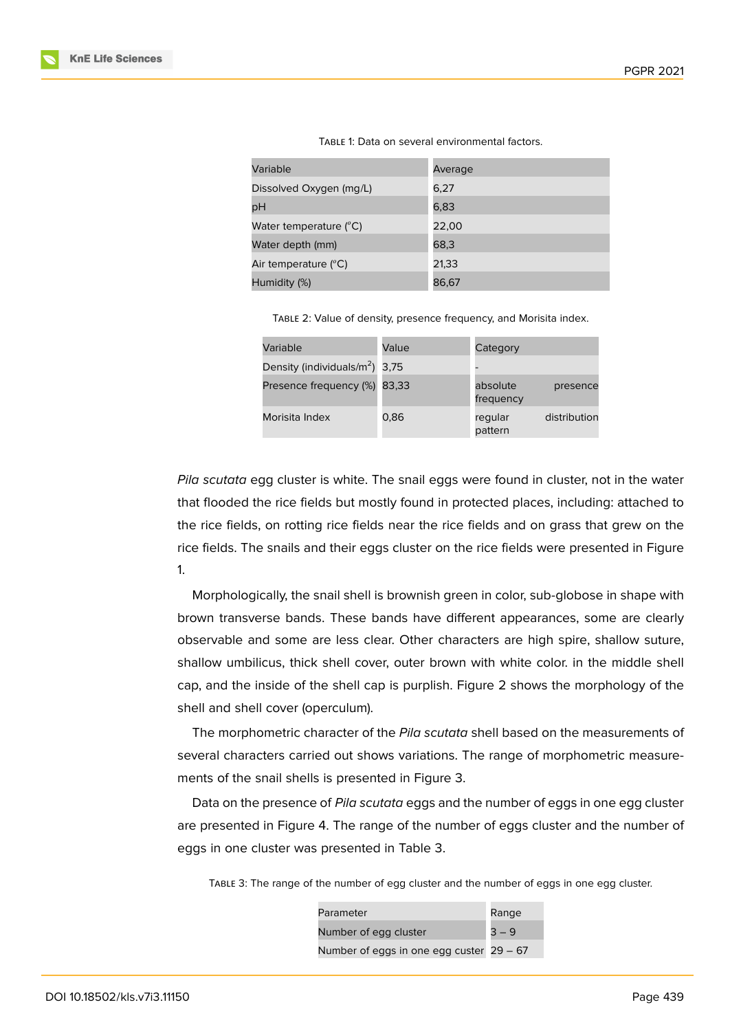Table 1: Data on several environmental factors.

| Variable | Average |
|---|---|
| Dissolved Oxygen (mg/L) | 6,27 |
| pH | 6,83 |
| Water temperature (°C) | 22,00 |
| Water depth (mm) | 68,3 |
| Air temperature (°C) | 21,33 |
| Humidity (%) | 86,67 |

Table 2: Value of density, presence frequency, and Morisita index.

| Variable | Value | Category |
|---|---|---|
| Density (individuals/$m^2$) | 3,75 | - |
| Presence frequency (%) | 83,33 | absolute presence frequency |
| Morisita Index | 0,86 | regular distribution pattern |

*Pila scutata* egg cluster is white. The snail eggs were found in cluster, not in the water that flooded the rice fields but mostly found in protected places, including: attached to the rice fields, on rotting rice fields near the rice fields and on grass that grew on the rice fields. The snails and their eggs cluster on the rice fields were presented in Figure 1.

Morphologically, the snail shell is brownish green in color, sub-globose in shape with brown transverse bands. These bands have different appearances, some are clearly observable and some are less clear. Other characters are high spire, shallow suture, shallow umbilicus, thick shell cover, outer brown with white color. in the middle shell cap, and the inside of the shell cap is purplish. Figure 2 shows the morphology of the shell and shell cover (operculum).

The morphometric character of the *Pila scutata* shell based on the measurements of several characters carried out shows variations. The range of morphometric measurements of the snail shells is presented in Figure 3.

Data on the presence of *Pila scutata* eggs and the number of eggs in one egg cluster are presented in Figure 4. The range of the number of eggs cluster and the number of eggs in one cluster was presented in Table 3.

Table 3: The range of the number of egg cluster and the number of eggs in one egg cluster.

| Parameter | Range |
|---|---|
| Number of egg cluster | 3 – 9 |
| Number of eggs in one egg custer | 29 – 67 |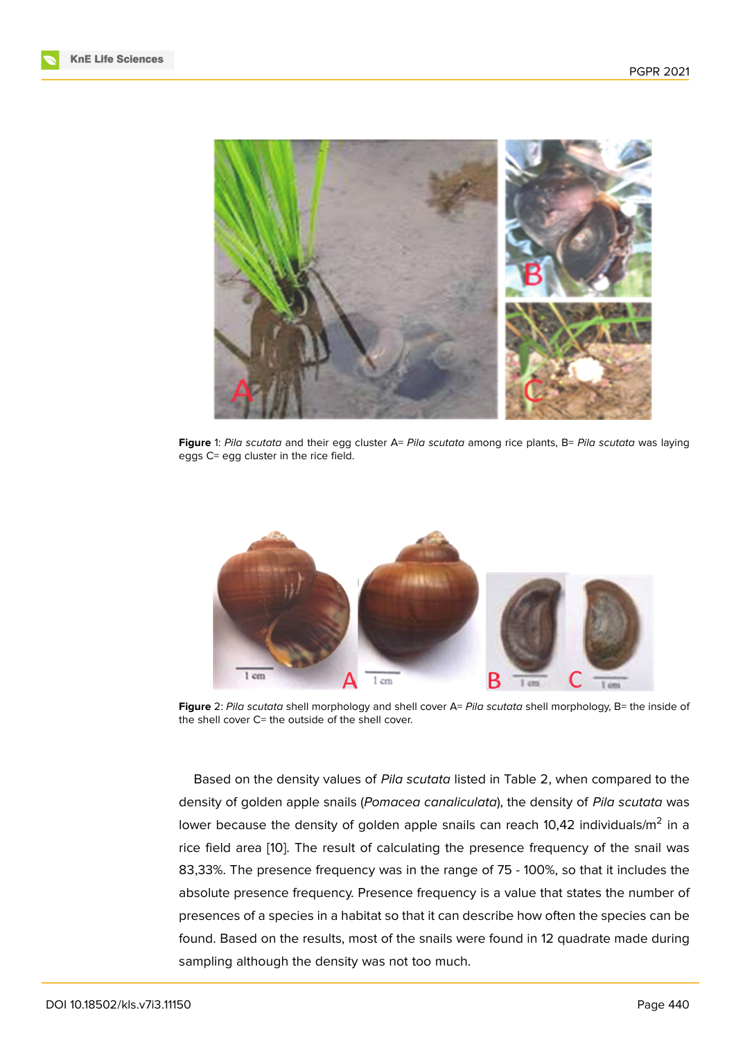**Figure** 1: *Pila scutata* and their egg cluster A= *Pila scutata* among rice plants, B= *Pila scutata* was laying eggs C= egg cluster in the rice field.

**Figure** 2: *Pila scutata* shell morphology and shell cover A= *Pila scutata* shell morphology, B= the inside of the shell cover C= the outside of the shell cover.

Based on the density values of *Pila scutata* listed in Table 2, when compared to the density of golden apple snails (*Pomacea canaliculata*), the density of *Pila scutata* was lower because the density of golden apple snails can reach 10,42 individuals/m$^2$ in a rice field area [10]. The result of calculating the presence frequency of the snail was 83,33%. The presence frequency was in the range of 75 - 100%, so that it includes the absolute presence frequency. Presence frequency is a value that states the number of presences of a species in a habitat so that it can describe how often the species can be found. Based on the results, most of the snails were found in 12 quadrate made during sampling although the density was not too much.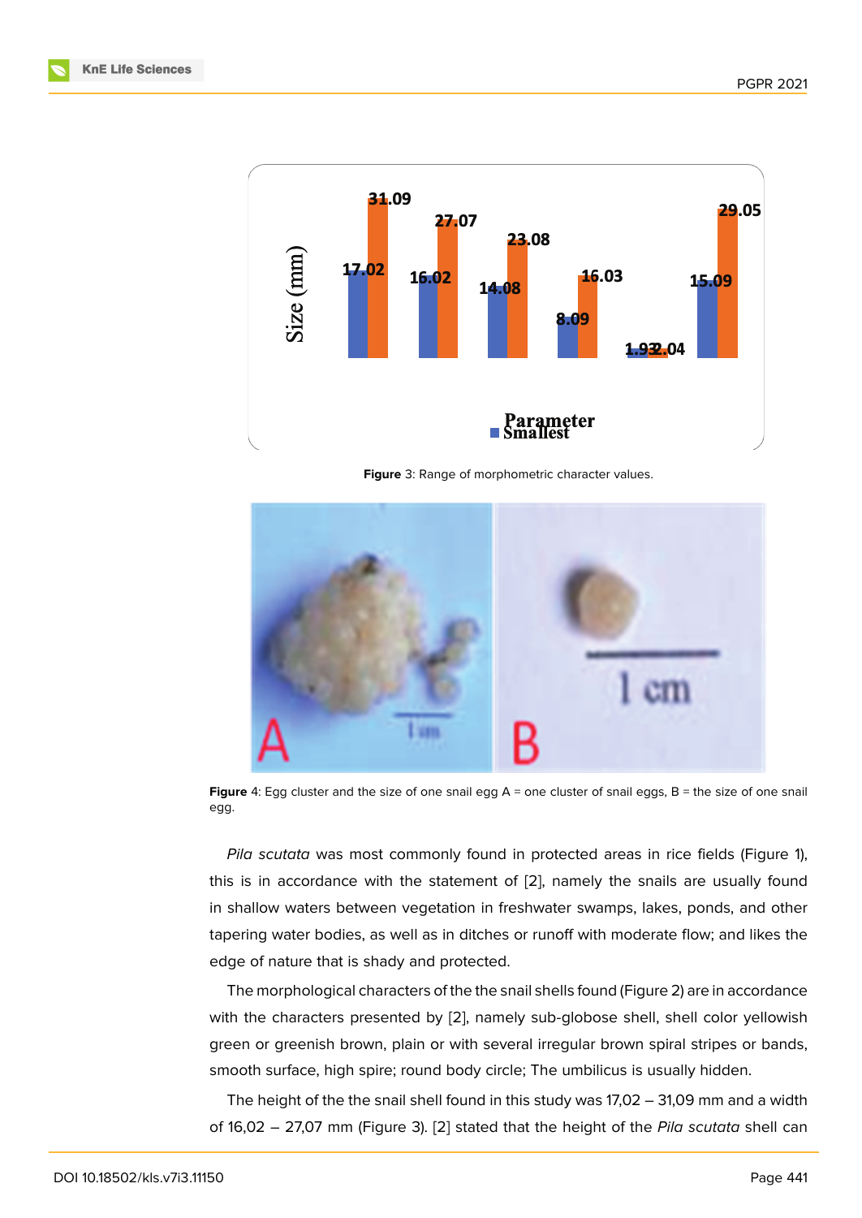Figure 3: Range of morphometric character values.

Figure 4: Egg cluster and the size of one snail egg A = one cluster of snail eggs, B = the size of one snail egg.

*Pila scutata* was most commonly found in protected areas in rice fields (Figure 1), this is in accordance with the statement of [2], namely the snails are usually found in shallow waters between vegetation in freshwater swamps, lakes, ponds, and other tapering water bodies, as well as in ditches or runoff with moderate flow; and likes the edge of nature that is shady and protected.

The morphological characters of the the snail shells found (Figure 2) are in accordance with the characters presented by [2], namely sub-globose shell, shell color yellowish green or greenish brown, plain or with several irregular brown spiral stripes or bands, smooth surface, high spire; round body circle; The umbilicus is usually hidden.

The height of the the snail shell found in this study was 17,02 – 31,09 mm and a width of 16,02 – 27,07 mm (Figure 3). [2] stated that the height of the *Pila scutata* shell can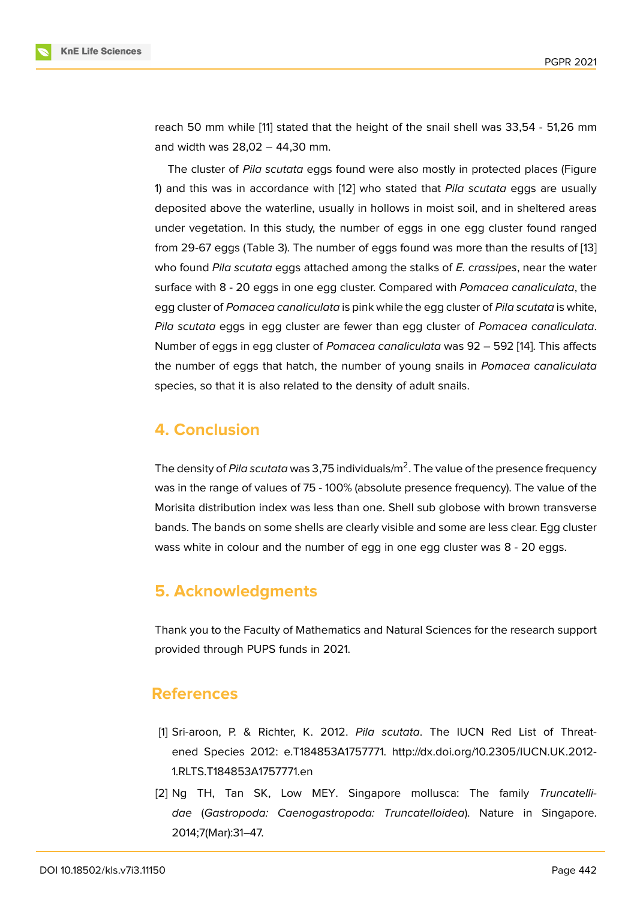reach 50 mm while [11] stated that the height of the snail shell was 33,54 - 51,26 mm and width was 28,02 – 44,30 mm.

The cluster of *Pila scutata* eggs found were also mostly in protected places (Figure 1) and this was in accordance with [12] who stated that *Pila scutata* eggs are usually deposited above the waterline, usually in hollows in moist soil, and in sheltered areas under vegetation. In this study, the number of eggs in one egg cluster found ranged from 29-67 eggs (Table 3). The number of eggs found was more than the results of [13] who found *Pila scutata* eggs attached among the stalks of *E. crassipes*, near the water surface with 8 - 20 eggs in one egg cluster. Compared with *Pomacea canaliculata*, the egg cluster of *Pomacea canaliculata* is pink while the egg cluster of *Pila scutata* is white, *Pila scutata* eggs in egg cluster are fewer than egg cluster of *Pomacea canaliculata*. Number of eggs in egg cluster of *Pomacea canaliculata* was 92 – 592 [14]. This affects the number of eggs that hatch, the number of young snails in *Pomacea canaliculata* species, so that it is also related to the density of adult snails.

## 4. Conclusion

The density of *Pila scutata* was 3,75 individuals/$m^2$. The value of the presence frequency was in the range of values of 75 - 100% (absolute presence frequency). The value of the Morisita distribution index was less than one. Shell sub globose with brown transverse bands. The bands on some shells are clearly visible and some are less clear. Egg cluster wass white in colour and the number of egg in one egg cluster was 8 - 20 eggs.

## 5. Acknowledgments

Thank you to the Faculty of Mathematics and Natural Sciences for the research support provided through PUPS funds in 2021.

## References

[1] Sri-aroon, P. & Richter, K. 2012. *Pila scutata*. The IUCN Red List of Threatened Species 2012: e.T184853A1757771. http://dx.doi.org/10.2305/IUCN.UK.2012-1.RLTS.T184853A1757771.en

[2] Ng TH, Tan SK, Low MEY. Singapore mollusca: The family *Truncatellidae* (*Gastropoda: Caenogastropoda: Truncatelloidea*). Nature in Singapore. 2014;7(Mar):31–47.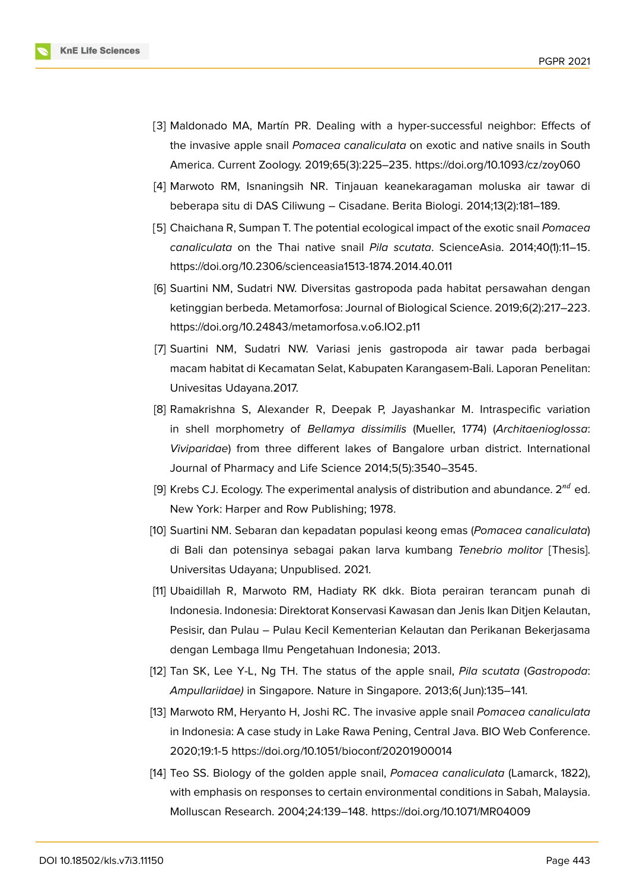[3] Maldonado MA, Martín PR. Dealing with a hyper-successful neighbor: Effects of the invasive apple snail *Pomacea canaliculata* on exotic and native snails in South America. Current Zoology. 2019;65(3):225–235. https://doi.org/10.1093/cz/zoy060

[4] Marwoto RM, Isnaningsih NR. Tinjauan keanekaragaman moluska air tawar di beberapa situ di DAS Ciliwung – Cisadane. Berita Biologi. 2014;13(2):181–189.

[5] Chaichana R, Sumpan T. The potential ecological impact of the exotic snail *Pomacea canaliculata* on the Thai native snail *Pila scutata*. ScienceAsia. 2014;40(1):11–15. https://doi.org/10.2306/scienceasia1513-1874.2014.40.011

[6] Suartini NM, Sudatri NW. Diversitas gastropoda pada habitat persawahan dengan ketinggian berbeda. Metamorfosa: Journal of Biological Science. 2019;6(2):217–223. https://doi.org/10.24843/metamorfosa.v.o6.IO2.p11

[7] Suartini NM, Sudatri NW. Variasi jenis gastropoda air tawar pada berbagai macam habitat di Kecamatan Selat, Kabupaten Karangasem-Bali. Laporan Penelitan: Univesitas Udayana.2017.

[8] Ramakrishna S, Alexander R, Deepak P, Jayashankar M. Intraspecific variation in shell morphometry of *Bellamya dissimilis* (Mueller, 1774) (*Architaenioglossa*: *Viviparidae*) from three different lakes of Bangalore urban district. International Journal of Pharmacy and Life Science 2014;5(5):3540–3545.

[9] Krebs CJ. Ecology. The experimental analysis of distribution and abundance. $2^{nd}$ ed. New York: Harper and Row Publishing; 1978.

[10] Suartini NM. Sebaran dan kepadatan populasi keong emas (*Pomacea canaliculata*) di Bali dan potensinya sebagai pakan larva kumbang *Tenebrio molitor* [Thesis]. Universitas Udayana; Unpublised. 2021.

[11] Ubaidillah R, Marwoto RM, Hadiaty RK dkk. Biota perairan terancam punah di Indonesia. Indonesia: Direktorat Konservasi Kawasan dan Jenis Ikan Ditjen Kelautan, Pesisir, dan Pulau – Pulau Kecil Kementerian Kelautan dan Perikanan Bekerjasama dengan Lembaga Ilmu Pengetahuan Indonesia; 2013.

[12] Tan SK, Lee Y-L, Ng TH. The status of the apple snail, *Pila scutata* (*Gastropoda*: *Ampullariidae)* in Singapore. Nature in Singapore. 2013;6( Jun):135–141.

[13] Marwoto RM, Heryanto H, Joshi RC. The invasive apple snail *Pomacea canaliculata* in Indonesia: A case study in Lake Rawa Pening, Central Java. BIO Web Conference. 2020;19:1-5 https://doi.org/10.1051/bioconf/20201900014

[14] Teo SS. Biology of the golden apple snail, *Pomacea canaliculata* (Lamarck, 1822), with emphasis on responses to certain environmental conditions in Sabah, Malaysia. Molluscan Research. 2004;24:139–148. https://doi.org/10.1071/MR04009